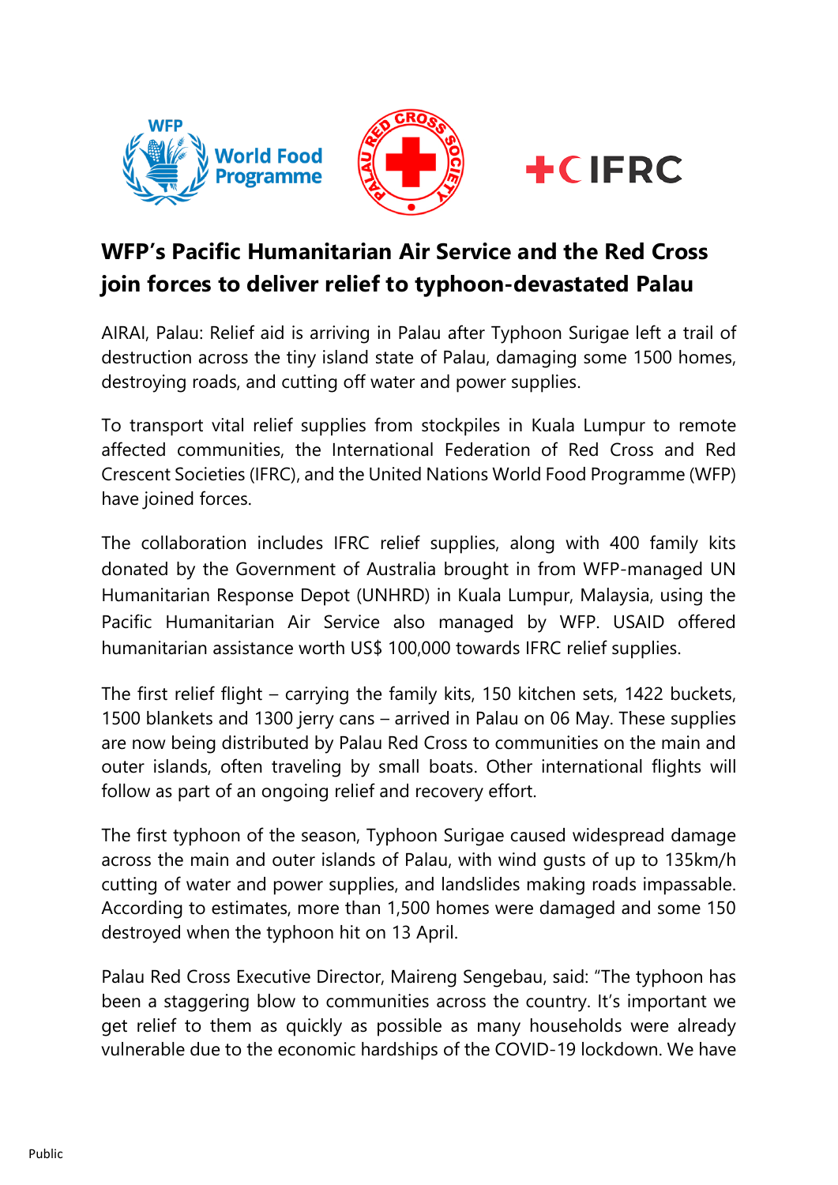# WFP's Pacific Humanitarian Air Service and the Red Cross join forces to deliver relief to typhoon-devastated Palau

AIRAI, Palau: Relief aid is arriving in Palau after Typhoon Surigae left a trail of destruction across the tiny island state of Palau, damaging some 1500 homes, destroying roads, and cutting off water and power supplies.

To transport vital relief supplies from stockpiles in Kuala Lumpur to remote affected communities, the International Federation of Red Cross and Red Crescent Societies (IFRC), and the United Nations World Food Programme (WFP) have joined forces.

The collaboration includes IFRC relief supplies, along with 400 family kits donated by the Government of Australia brought in from WFP-managed UN Humanitarian Response Depot (UNHRD) in Kuala Lumpur, Malaysia, using the Pacific Humanitarian Air Service also managed by WFP. USAID offered humanitarian assistance worth US$ 100,000 towards IFRC relief supplies.

The first relief flight – carrying the family kits, 150 kitchen sets, 1422 buckets, 1500 blankets and 1300 jerry cans – arrived in Palau on 06 May. These supplies are now being distributed by Palau Red Cross to communities on the main and outer islands, often traveling by small boats. Other international flights will follow as part of an ongoing relief and recovery effort.

The first typhoon of the season, Typhoon Surigae caused widespread damage across the main and outer islands of Palau, with wind gusts of up to 135km/h cutting of water and power supplies, and landslides making roads impassable. According to estimates, more than 1,500 homes were damaged and some 150 destroyed when the typhoon hit on 13 April.

Palau Red Cross Executive Director, Maireng Sengebau, said: "The typhoon has been a staggering blow to communities across the country. It's important we get relief to them as quickly as possible as many households were already vulnerable due to the economic hardships of the COVID-19 lockdown. We have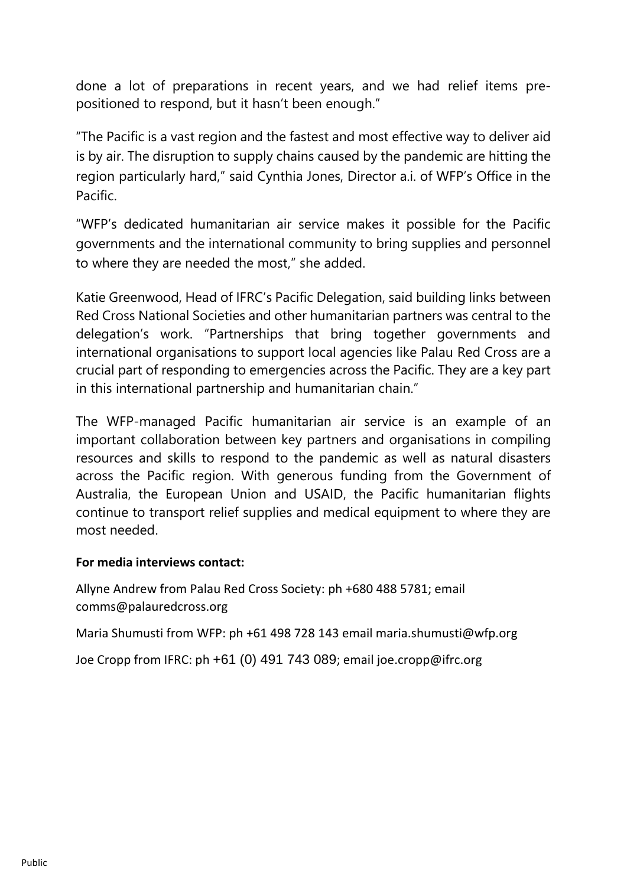done a lot of preparations in recent years, and we had relief items pre-positioned to respond, but it hasn't been enough."

"The Pacific is a vast region and the fastest and most effective way to deliver aid is by air. The disruption to supply chains caused by the pandemic are hitting the region particularly hard," said Cynthia Jones, Director a.i. of WFP's Office in the Pacific.

"WFP's dedicated humanitarian air service makes it possible for the Pacific governments and the international community to bring supplies and personnel to where they are needed the most," she added.

Katie Greenwood, Head of IFRC's Pacific Delegation, said building links between Red Cross National Societies and other humanitarian partners was central to the delegation's work. "Partnerships that bring together governments and international organisations to support local agencies like Palau Red Cross are a crucial part of responding to emergencies across the Pacific. They are a key part in this international partnership and humanitarian chain."

The WFP-managed Pacific humanitarian air service is an example of an important collaboration between key partners and organisations in compiling resources and skills to respond to the pandemic as well as natural disasters across the Pacific region. With generous funding from the Government of Australia, the European Union and USAID, the Pacific humanitarian flights continue to transport relief supplies and medical equipment to where they are most needed.

**For media interviews contact:**

Allyne Andrew from Palau Red Cross Society: ph +680 488 5781; email comms@palauredcross.org

Maria Shumusti from WFP: ph +61 498 728 143 email maria.shumusti@wfp.org

Joe Cropp from IFRC: ph +61 (0) 491 743 089; email joe.cropp@ifrc.org